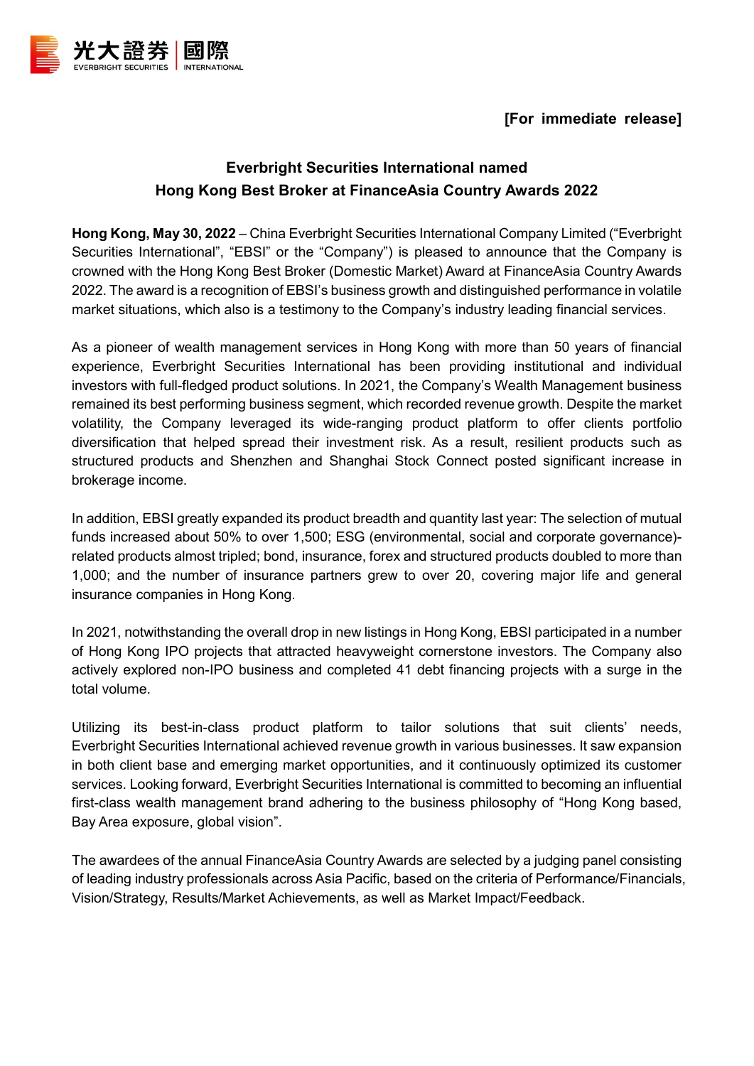光大證券 | 國際
EVERBRIGHT SECURITIES | INTERNATIONAL

**[For immediate release]**

## Everbright Securities International named Hong Kong Best Broker at FinanceAsia Country Awards 2022

**Hong Kong, May 30, 2022** – China Everbright Securities International Company Limited ("Everbright Securities International", "EBSI" or the "Company") is pleased to announce that the Company is crowned with the Hong Kong Best Broker (Domestic Market) Award at FinanceAsia Country Awards 2022. The award is a recognition of EBSI's business growth and distinguished performance in volatile market situations, which also is a testimony to the Company's industry leading financial services.

As a pioneer of wealth management services in Hong Kong with more than 50 years of financial experience, Everbright Securities International has been providing institutional and individual investors with full-fledged product solutions. In 2021, the Company's Wealth Management business remained its best performing business segment, which recorded revenue growth. Despite the market volatility, the Company leveraged its wide-ranging product platform to offer clients portfolio diversification that helped spread their investment risk. As a result, resilient products such as structured products and Shenzhen and Shanghai Stock Connect posted significant increase in brokerage income.

In addition, EBSI greatly expanded its product breadth and quantity last year: The selection of mutual funds increased about 50% to over 1,500; ESG (environmental, social and corporate governance)-related products almost tripled; bond, insurance, forex and structured products doubled to more than 1,000; and the number of insurance partners grew to over 20, covering major life and general insurance companies in Hong Kong.

In 2021, notwithstanding the overall drop in new listings in Hong Kong, EBSI participated in a number of Hong Kong IPO projects that attracted heavyweight cornerstone investors. The Company also actively explored non-IPO business and completed 41 debt financing projects with a surge in the total volume.

Utilizing its best-in-class product platform to tailor solutions that suit clients' needs, Everbright Securities International achieved revenue growth in various businesses. It saw expansion in both client base and emerging market opportunities, and it continuously optimized its customer services. Looking forward, Everbright Securities International is committed to becoming an influential first-class wealth management brand adhering to the business philosophy of "Hong Kong based, Bay Area exposure, global vision".

The awardees of the annual FinanceAsia Country Awards are selected by a judging panel consisting of leading industry professionals across Asia Pacific, based on the criteria of Performance/Financials, Vision/Strategy, Results/Market Achievements, as well as Market Impact/Feedback.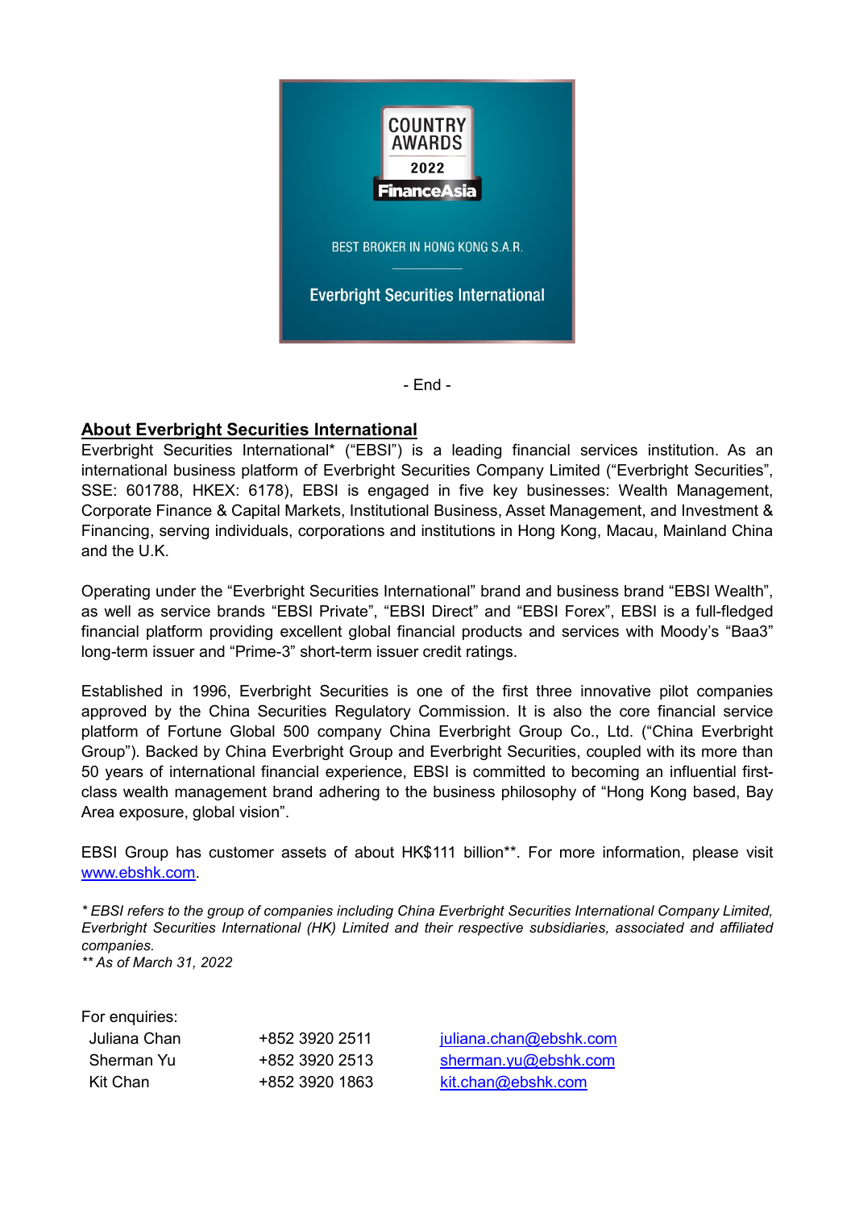COUNTRY AWARDS
2022
FinanceAsia

BEST BROKER IN HONG KONG S.A.R.

Everbright Securities International

- End -

## About Everbright Securities International

Everbright Securities International* ("EBSI") is a leading financial services institution. As an international business platform of Everbright Securities Company Limited ("Everbright Securities", SSE: 601788, HKEX: 6178), EBSI is engaged in five key businesses: Wealth Management, Corporate Finance & Capital Markets, Institutional Business, Asset Management, and Investment & Financing, serving individuals, corporations and institutions in Hong Kong, Macau, Mainland China and the U.K.

Operating under the "Everbright Securities International" brand and business brand "EBSI Wealth", as well as service brands "EBSI Private", "EBSI Direct" and "EBSI Forex", EBSI is a full-fledged financial platform providing excellent global financial products and services with Moody's "Baa3" long-term issuer and "Prime-3" short-term issuer credit ratings.

Established in 1996, Everbright Securities is one of the first three innovative pilot companies approved by the China Securities Regulatory Commission. It is also the core financial service platform of Fortune Global 500 company China Everbright Group Co., Ltd. ("China Everbright Group"). Backed by China Everbright Group and Everbright Securities, coupled with its more than 50 years of international financial experience, EBSI is committed to becoming an influential first-class wealth management brand adhering to the business philosophy of "Hong Kong based, Bay Area exposure, global vision".

EBSI Group has customer assets of about HK$111 billion**. For more information, please visit www.ebshk.com.

*\* EBSI refers to the group of companies including China Everbright Securities International Company Limited, Everbright Securities International (HK) Limited and their respective subsidiaries, associated and affiliated companies.*
*\*\* As of March 31, 2022*

For enquiries:

| | | |
|---|---|---|
| Juliana Chan | +852 3920 2511 | juliana.chan@ebshk.com |
| Sherman Yu | +852 3920 2513 | sherman.yu@ebshk.com |
| Kit Chan | +852 3920 1863 | kit.chan@ebshk.com |